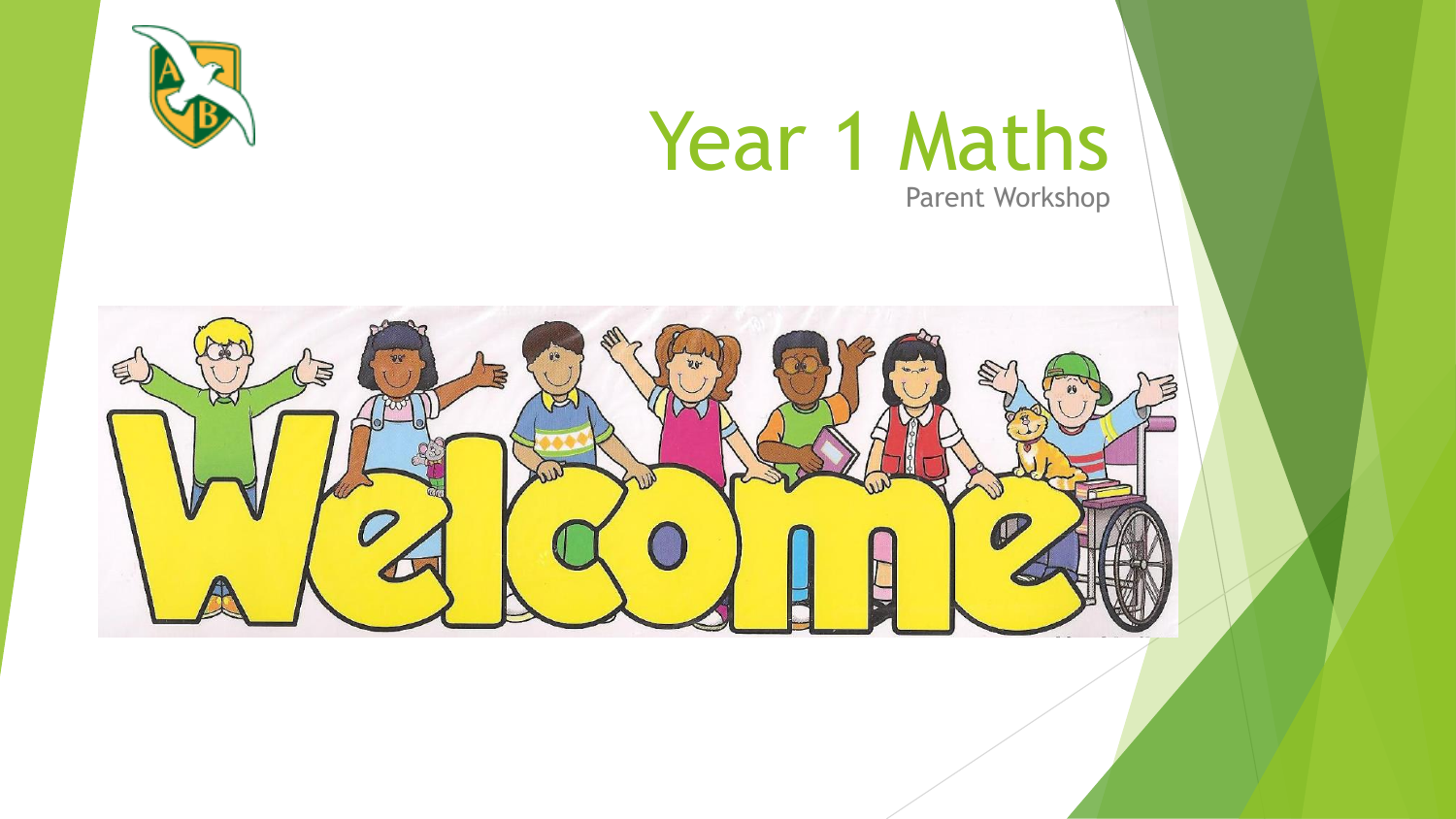# Year 1 Maths

Parent Workshop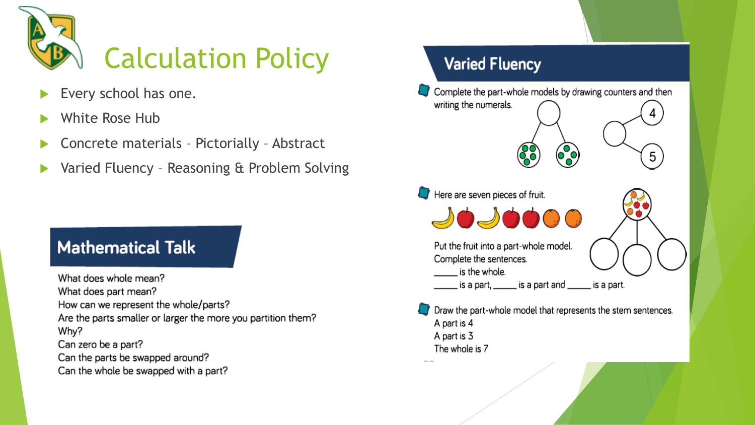# Calculation Policy

- Every school has one.
- White Rose Hub
- Concrete materials – Pictorially – Abstract
- Varied Fluency – Reasoning & Problem Solving

## Mathematical Talk

What does whole mean?
What does part mean?
How can we represent the whole/parts?
Are the parts smaller or larger the more you partition them? Why?
Can zero be a part?
Can the parts be swapped around?
Can the whole be swapped with a part?

## Varied Fluency

Complete the part-whole models by drawing counters and then writing the numerals.

4

5

Here are seven pieces of fruit.

Put the fruit into a part-whole model.
Complete the sentences.
_____ is the whole.
_____ is a part, _____ is a part and _____ is a part.

Draw the part-whole model that represents the stem sentences.
A part is 4
A part is 3
The whole is 7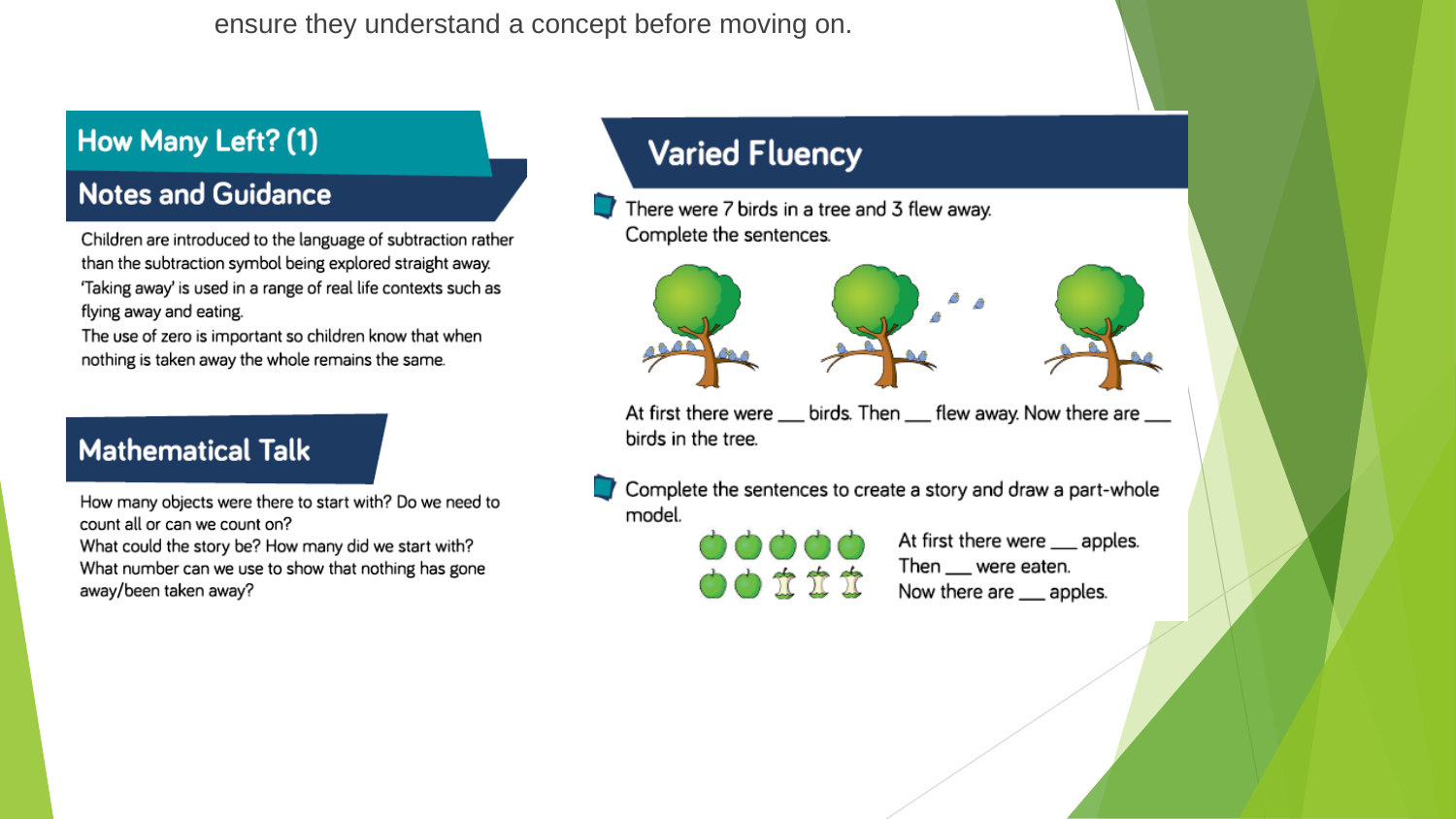ensure they understand a concept before moving on.

## How Many Left? (1)

### Notes and Guidance

Children are introduced to the language of subtraction rather than the subtraction symbol being explored straight away.
'Taking away' is used in a range of real life contexts such as flying away and eating.
The use of zero is important so children know that when nothing is taken away the whole remains the same.

### Mathematical Talk

How many objects were there to start with? Do we need to count all or can we count on?
What could the story be? How many did we start with?
What number can we use to show that nothing has gone away/been taken away?

## Varied Fluency

- There were 7 birds in a tree and 3 flew away.
  Complete the sentences.

  At first there were ___ birds. Then ___ flew away. Now there are ___ birds in the tree.

- Complete the sentences to create a story and draw a part-whole model.

  At first there were ___ apples.
  Then ___ were eaten.
  Now there are ___ apples.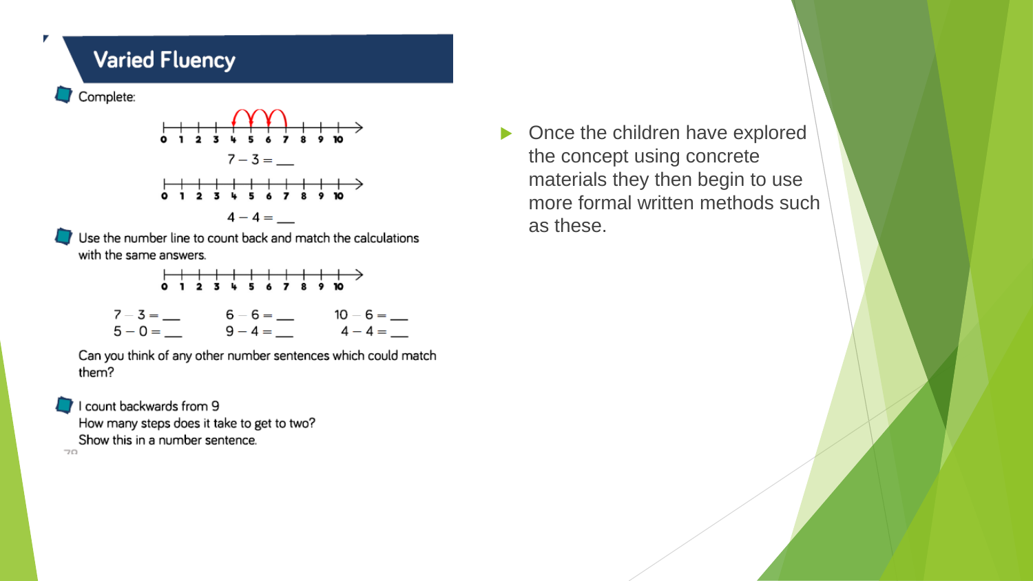## Varied Fluency

Complete:

0 1 2 3 4 5 6 7 8 9 10

$7 - 3 =$ ___

0 1 2 3 4 5 6 7 8 9 10

$4 - 4 =$ ___

Use the number line to count back and match the calculations with the same answers.

0 1 2 3 4 5 6 7 8 9 10

$7 - 3 =$ ___ $6 - 6 =$ ___ $10 - 6 =$ ___

$5 - 0 =$ ___ $9 - 4 =$ ___ $4 - 4 =$ ___

Can you think of any other number sentences which could match them?

I count backwards from 9
How many steps does it take to get to two?
Show this in a number sentence.

- Once the children have explored the concept using concrete materials they then begin to use more formal written methods such as these.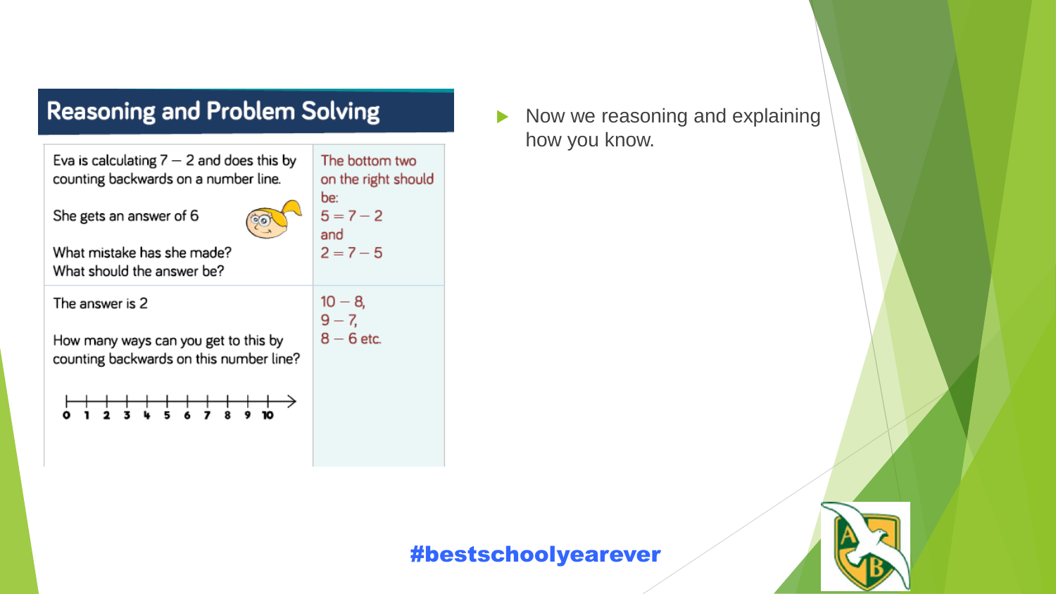## Reasoning and Problem Solving

| | |
|---|---|
| Eva is calculating $7 - 2$ and does this by counting backwards on a number line. She gets an answer of 6. What mistake has she made? What should the answer be? | The bottom two on the right should be: $5 = 7 - 2$ and $2 = 7 - 5$ |
| The answer is 2. How many ways can you get to this by counting backwards on this number line? 0 1 2 3 4 5 6 7 8 9 10 | $10 - 8$, $9 - 7$, $8 - 6$ etc. |

- Now we reasoning and explaining how you know.

**#bestschoolyearever**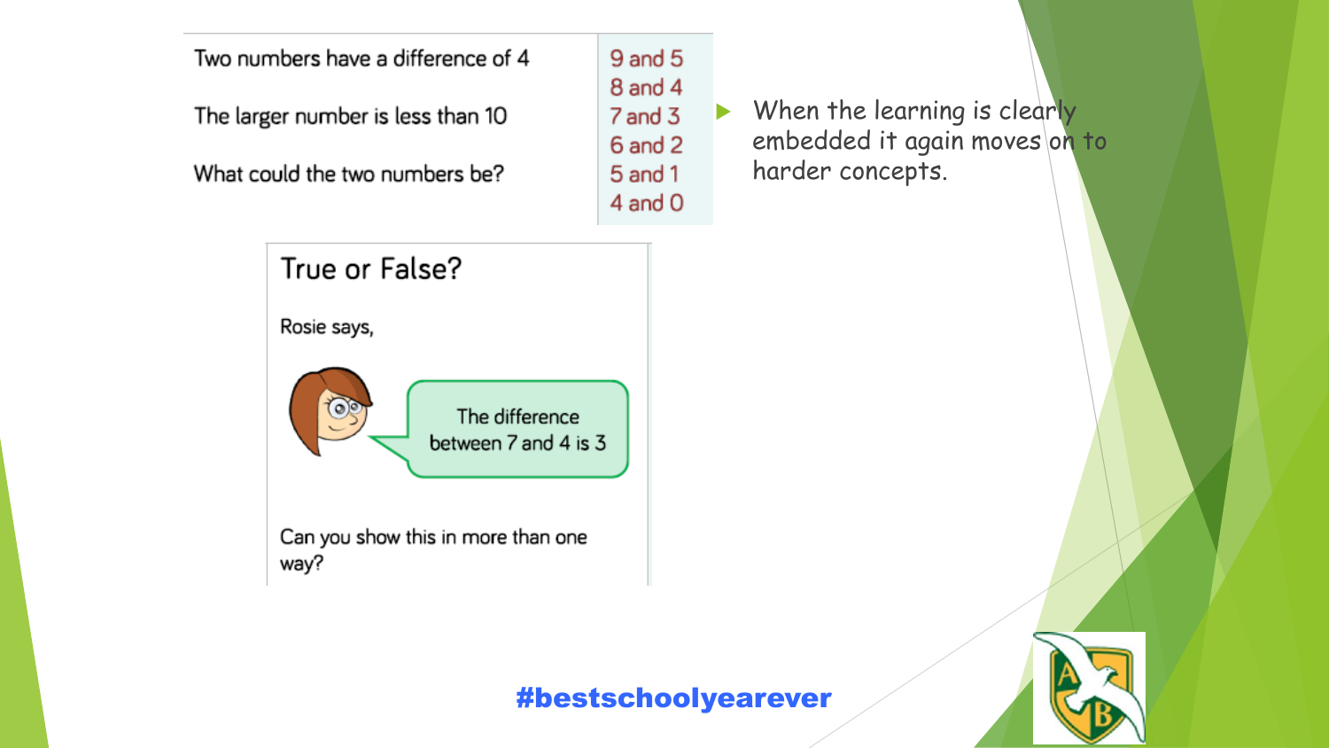| | |
|---|---|
| Two numbers have a difference of 4<br><br>The larger number is less than 10<br><br>What could the two numbers be? | 9 and 5<br>8 and 4<br>7 and 3<br>6 and 2<br>5 and 1<br>4 and 0 |

- When the learning is clearly embedded it again moves on to harder concepts.

**True or False?**

Rosie says,

> The difference between 7 and 4 is 3

Can you show this in more than one way?

**#bestschoolyearever**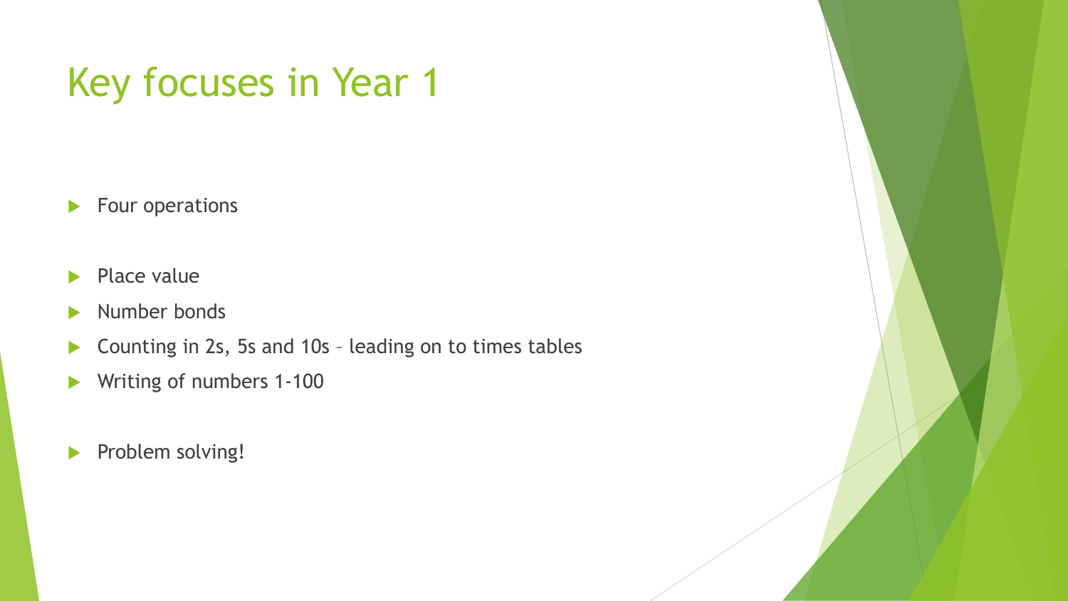# Key focuses in Year 1

- Four operations
- Place value
- Number bonds
- Counting in 2s, 5s and 10s – leading on to times tables
- Writing of numbers 1-100
- Problem solving!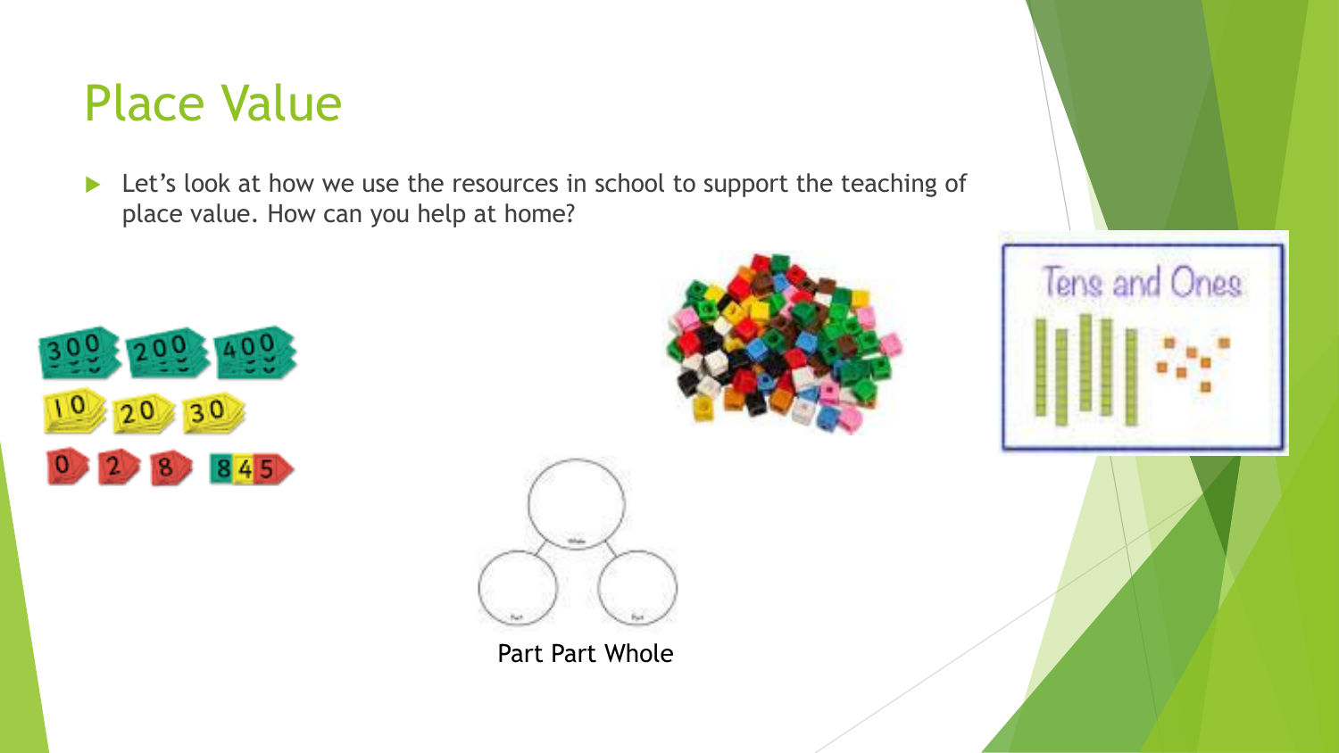# Place Value

- Let's look at how we use the resources in school to support the teaching of place value. How can you help at home?

Part Part Whole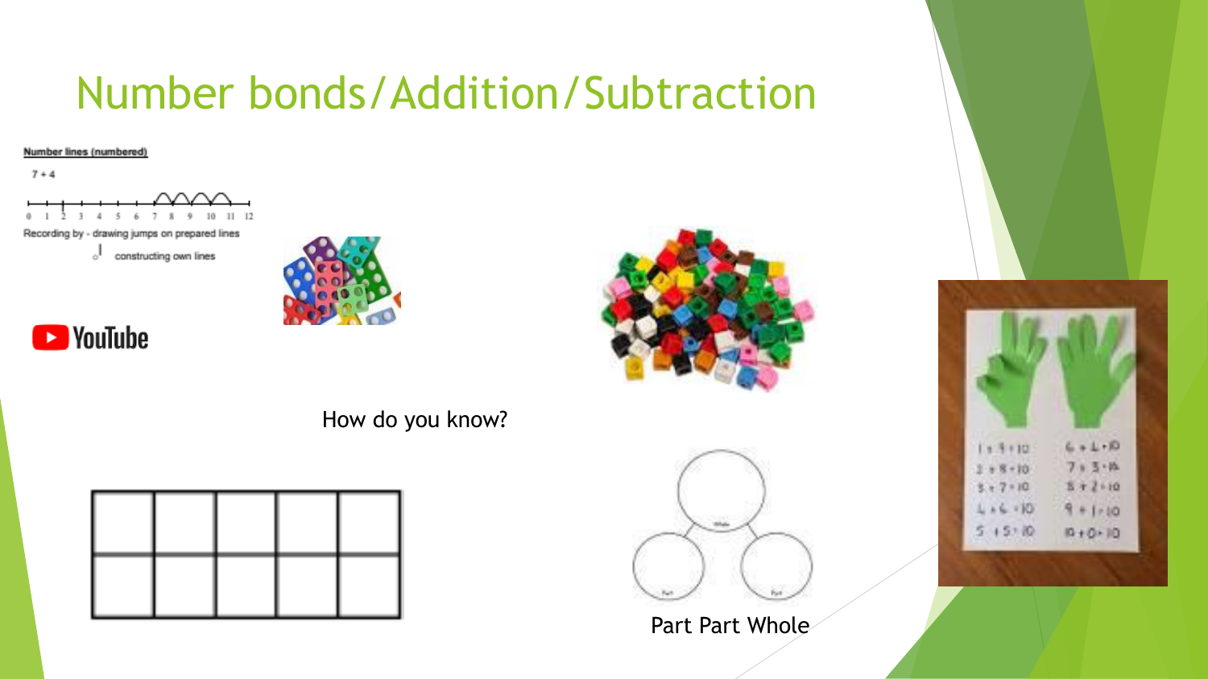# Number bonds/Addition/Subtraction

**Number lines (numbered)**

7 + 4

0 1 2 3 4 5 6 7 8 9 10 11 12

Recording by - drawing jumps on prepared lines

constructing own lines

YouTube

How do you know?

Whole

Part Part

Part Part Whole

1 + 9 = 10
2 + 8 = 10
3 + 7 = 10
4 + 6 = 10
5 + 5 = 10

6 + 4 = 10
7 + 3 = 10
8 + 2 = 10
9 + 1 = 10
10 + 0 = 10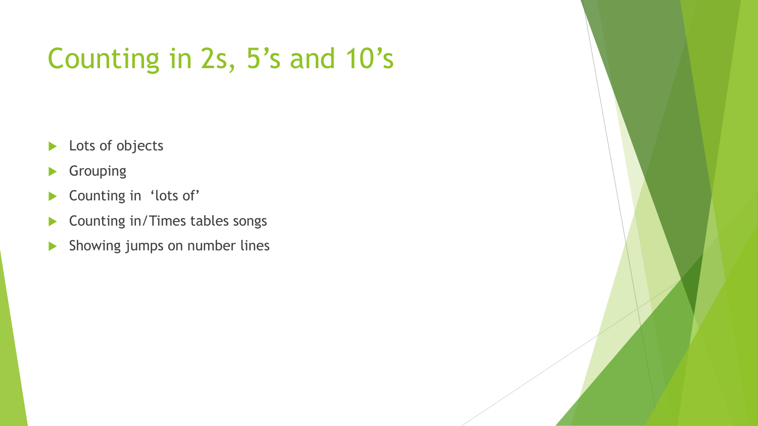# Counting in 2s, 5's and 10's

- Lots of objects
- Grouping
- Counting in 'lots of'
- Counting in/Times tables songs
- Showing jumps on number lines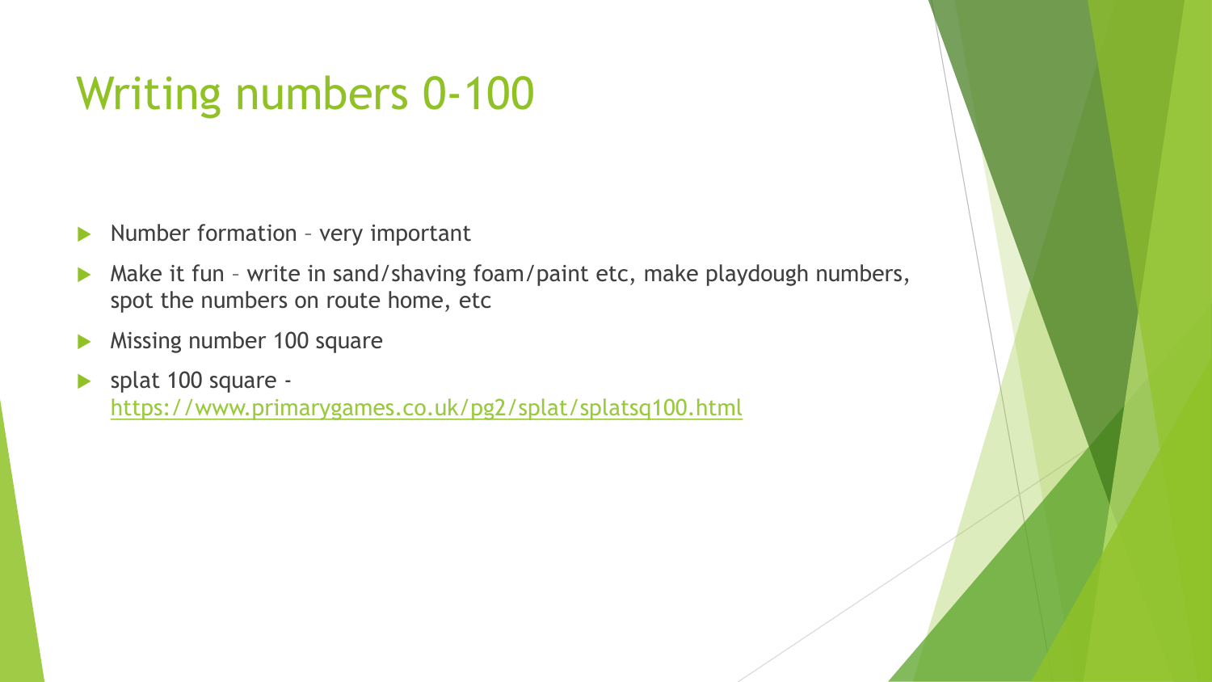# Writing numbers 0-100

- Number formation – very important
- Make it fun – write in sand/shaving foam/paint etc, make playdough numbers, spot the numbers on route home, etc
- Missing number 100 square
- splat 100 square - https://www.primarygames.co.uk/pg2/splat/splatsq100.html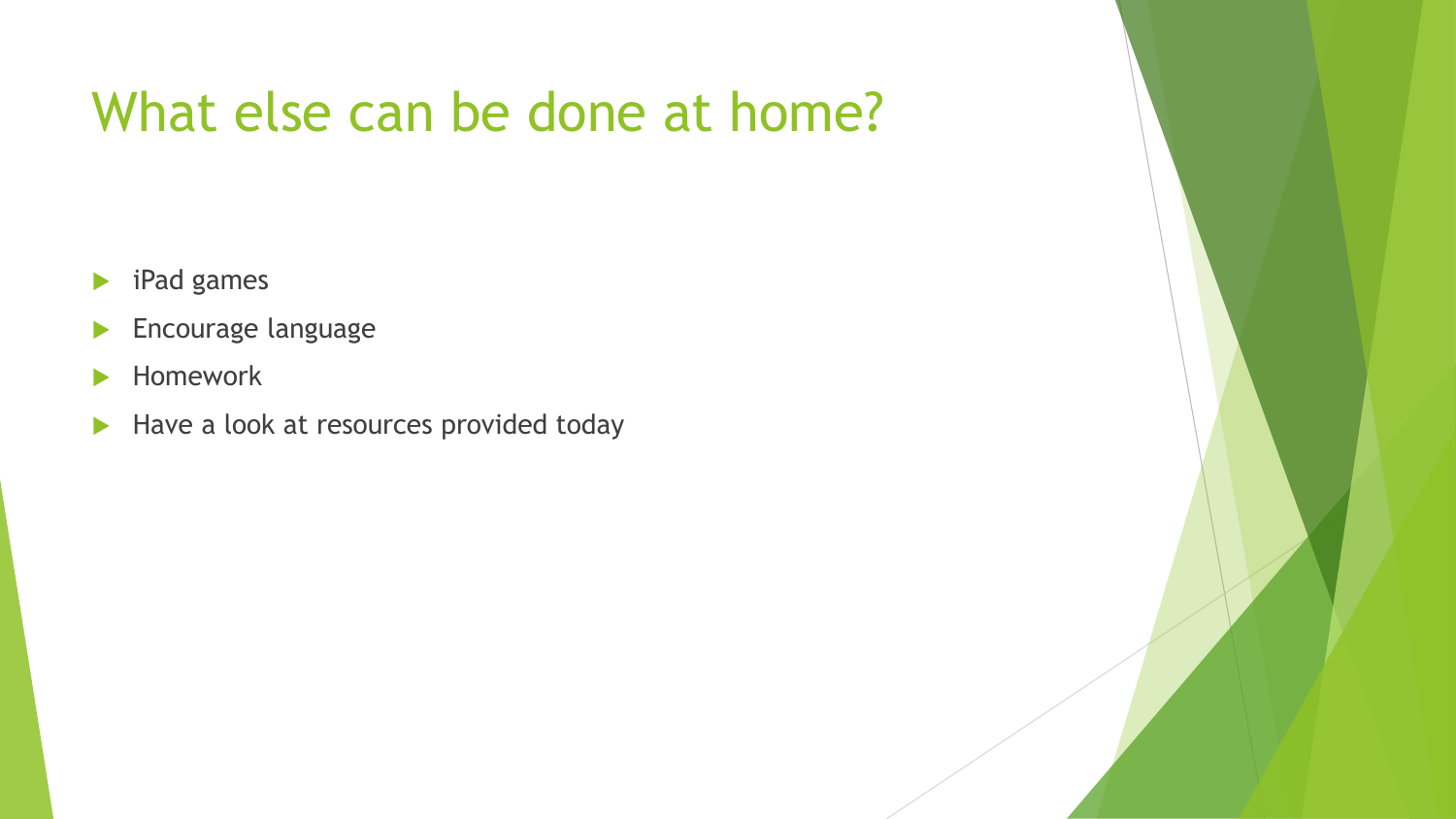# What else can be done at home?

- iPad games
- Encourage language
- Homework
- Have a look at resources provided today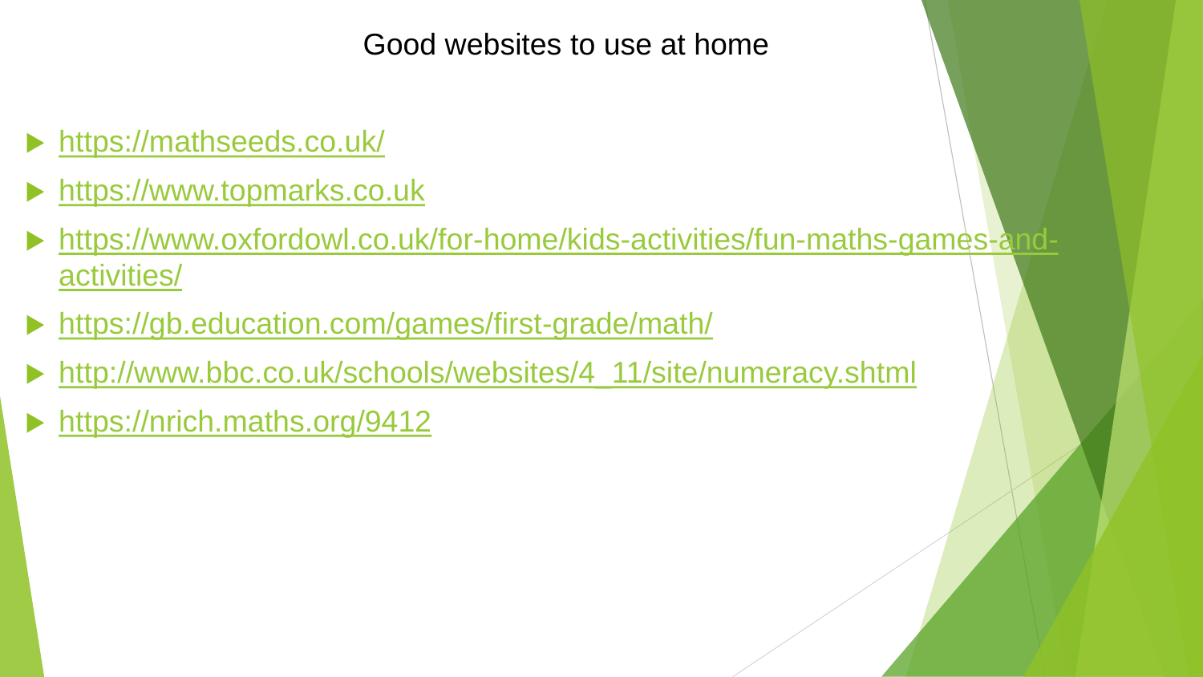# Good websites to use at home

- https://mathseeds.co.uk/
- https://www.topmarks.co.uk
- https://www.oxfordowl.co.uk/for-home/kids-activities/fun-maths-games-and-activities/
- https://gb.education.com/games/first-grade/math/
- http://www.bbc.co.uk/schools/websites/4_11/site/numeracy.shtml
- https://nrich.maths.org/9412